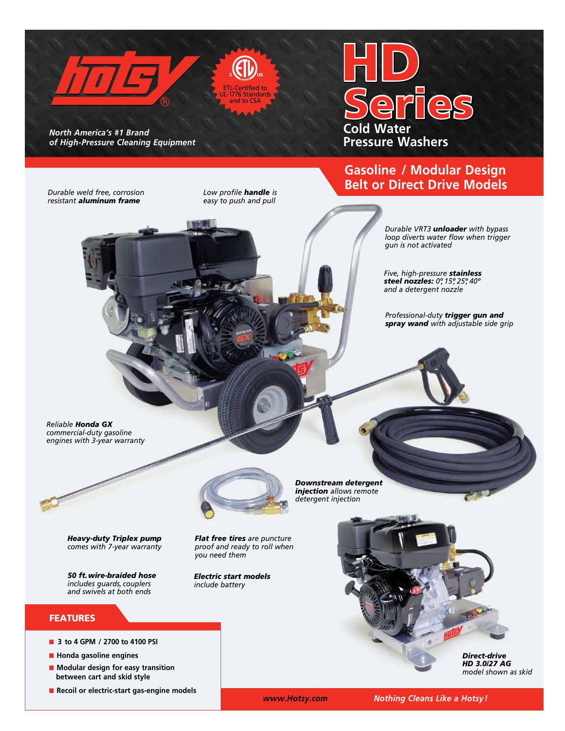# HD Series

**Cold Water Pressure Washers**

*North America's #1 Brand of High-Pressure Cleaning Equipment*

ETL-Certified to UL-1776 Standards and to CSA

## Gasoline / Modular Design Belt or Direct Drive Models

*Durable weld free, corrosion resistant **aluminum frame***

*Low profile **handle** is easy to push and pull*

*Durable VRT3 **unloader** with bypass loop diverts water flow when trigger gun is not activated*

*Five, high-pressure **stainless steel nozzles:** 0°, 15°, 25°, 40° and a detergent nozzle*

*Professional-duty **trigger gun and spray wand** with adjustable side grip*

*Reliable **Honda GX** commercial-duty gasoline engines with 3-year warranty*

***Downstream detergent injection** allows remote detergent injection*

***Heavy-duty Triplex pump** comes with 7-year warranty*

***Flat free tires** are puncture proof and ready to roll when you need them*

***50 ft. wire-braided hose** includes guards, couplers and swivels at both ends*

***Electric start models** include battery*

***Direct-drive HD 3.0/27 AG** model shown as skid*

## FEATURES

- 3 to 4 GPM / 2700 to 4100 PSI
- Honda gasoline engines
- Modular design for easy transition between cart and skid style
- Recoil or electric-start gas-engine models

*www.Hotsy.com* — *Nothing Cleans Like a Hotsy!*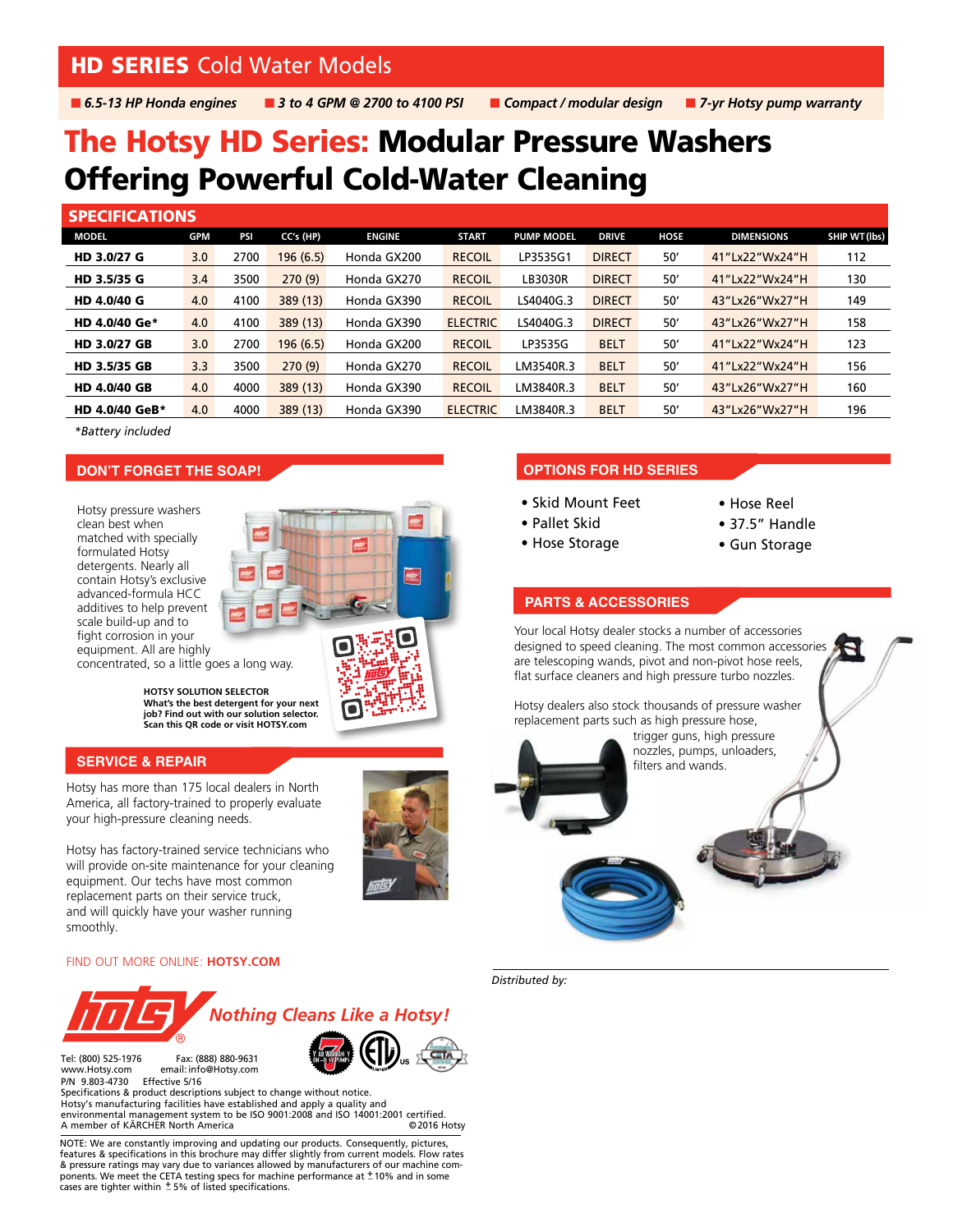# HD SERIES Cold Water Models

- 6.5-13 HP Honda engines
- 3 to 4 GPM @ 2700 to 4100 PSI
- Compact / modular design
- 7-yr Hotsy pump warranty

# The Hotsy HD Series: Modular Pressure Washers Offering Powerful Cold-Water Cleaning

## SPECIFICATIONS

| MODEL | GPM | PSI | CC's (HP) | ENGINE | START | PUMP MODEL | DRIVE | HOSE | DIMENSIONS | SHIP WT (lbs) |
|---|---|---|---|---|---|---|---|---|---|---|
| **HD 3.0/27 G** | 3.0 | 2700 | 196 (6.5) | Honda GX200 | RECOIL | LP3535G1 | DIRECT | 50' | 41"Lx22"Wx24"H | 112 |
| **HD 3.5/35 G** | 3.4 | 3500 | 270 (9) | Honda GX270 | RECOIL | LB3030R | DIRECT | 50' | 41"Lx22"Wx24"H | 130 |
| **HD 4.0/40 G** | 4.0 | 4100 | 389 (13) | Honda GX390 | RECOIL | LS4040G.3 | DIRECT | 50' | 43"Lx26"Wx27"H | 149 |
| **HD 4.0/40 Ge*** | 4.0 | 4100 | 389 (13) | Honda GX390 | ELECTRIC | LS4040G.3 | DIRECT | 50' | 43"Lx26"Wx27"H | 158 |
| **HD 3.0/27 GB** | 3.0 | 2700 | 196 (6.5) | Honda GX200 | RECOIL | LP3535G | BELT | 50' | 41"Lx22"Wx24"H | 123 |
| **HD 3.5/35 GB** | 3.3 | 3500 | 270 (9) | Honda GX270 | RECOIL | LM3540R.3 | BELT | 50' | 41"Lx22"Wx24"H | 156 |
| **HD 4.0/40 GB** | 4.0 | 4000 | 389 (13) | Honda GX390 | RECOIL | LM3840R.3 | BELT | 50' | 43"Lx26"Wx27"H | 160 |
| **HD 4.0/40 GeB*** | 4.0 | 4000 | 389 (13) | Honda GX390 | ELECTRIC | LM3840R.3 | BELT | 50' | 43"Lx26"Wx27"H | 196 |

*\*Battery included*

## DON'T FORGET THE SOAP!

Hotsy pressure washers clean best when matched with specially formulated Hotsy detergents. Nearly all contain Hotsy's exclusive advanced-formula HCC additives to help prevent scale build-up and to fight corrosion in your equipment. All are highly concentrated, so a little goes a long way.

**HOTSY SOLUTION SELECTOR**
**What's the best detergent for your next job? Find out with our solution selector. Scan this QR code or visit HOTSY.COM**

## SERVICE & REPAIR

Hotsy has more than 175 local dealers in North America, all factory-trained to properly evaluate your high-pressure cleaning needs.

Hotsy has factory-trained service technicians who will provide on-site maintenance for your cleaning equipment. Our techs have most common replacement parts on their service truck, and will quickly have your washer running smoothly.

FIND OUT MORE ONLINE: **HOTSY.COM**

## OPTIONS FOR HD SERIES

- Skid Mount Feet
- Pallet Skid
- Hose Storage
- Hose Reel
- 37.5" Handle
- Gun Storage

## PARTS & ACCESSORIES

Your local Hotsy dealer stocks a number of accessories designed to speed cleaning. The most common accessories are telescoping wands, pivot and non-pivot hose reels, flat surface cleaners and high pressure turbo nozzles.

Hotsy dealers also stock thousands of pressure washer replacement parts such as high pressure hose, trigger guns, high pressure nozzles, pumps, unloaders, filters and wands.

*Distributed by:*

*Nothing Cleans Like a Hotsy!*

Tel: (800) 525-1976    Fax: (888) 880-9631
www.Hotsy.com    email: info@Hotsy.com
P/N 9.803-4730    Effective 5/16
Specifications & product descriptions subject to change without notice.
Hotsy's manufacturing facilities have established and apply a quality and environmental management system to be ISO 9001:2008 and ISO 14001:2001 certified.
A member of KÄRCHER North America    ©2016 Hotsy

NOTE: We are constantly improving and updating our products. Consequently, pictures, features & specifications in this brochure may differ slightly from current models. Flow rates & pressure ratings may vary due to variances allowed by manufacturers of our machine components. We meet the CETA testing specs for machine performance at ±10% and in some cases are tighter within ±5% of listed specifications.